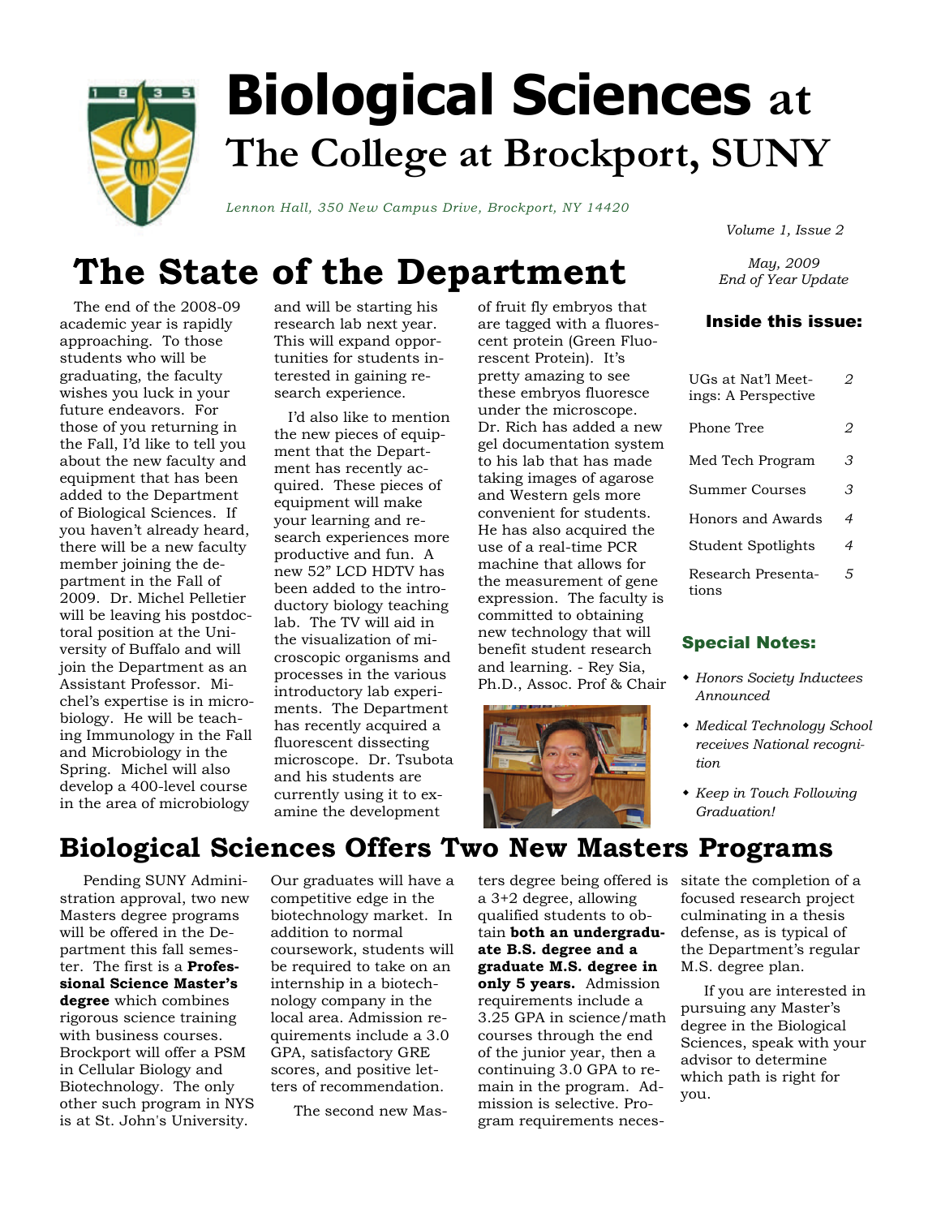# Biological Sciences at The College at Brockport, SUNY

*Lennon Hall, 350 New Campus Drive, Brockport, NY 14420*

*Volume 1, Issue 2*

*May, 2009*
*End of Year Update*

### Inside this issue:

| | |
|---|---|
| UGs at Nat'l Meetings: A Perspective | 2 |
| Phone Tree | 2 |
| Med Tech Program | 3 |
| Summer Courses | 3 |
| Honors and Awards | 4 |
| Student Spotlights | 4 |
| Research Presentations | 5 |

### Special Notes:

- *Honors Society Inductees Announced*
- *Medical Technology School receives National recognition*
- *Keep in Touch Following Graduation!*

## The State of the Department

The end of the 2008-09 academic year is rapidly approaching. To those students who will be graduating, the faculty wishes you luck in your future endeavors. For those of you returning in the Fall, I'd like to tell you about the new faculty and equipment that has been added to the Department of Biological Sciences. If you haven't already heard, there will be a new faculty member joining the department in the Fall of 2009. Dr. Michel Pelletier will be leaving his postdoctoral position at the University of Buffalo and will join the Department as an Assistant Professor. Michel's expertise is in microbiology. He will be teaching Immunology in the Fall and Microbiology in the Spring. Michel will also develop a 400-level course in the area of microbiology and will be starting his research lab next year. This will expand opportunities for students interested in gaining research experience.

I'd also like to mention the new pieces of equipment that the Department has recently acquired. These pieces of equipment will make your learning and research experiences more productive and fun. A new 52" LCD HDTV has been added to the introductory biology teaching lab. The TV will aid in the visualization of microscopic organisms and processes in the various introductory lab experiments. The Department has recently acquired a fluorescent dissecting microscope. Dr. Tsubota and his students are currently using it to examine the development of fruit fly embryos that are tagged with a fluorescent protein (Green Fluorescent Protein). It's pretty amazing to see these embryos fluoresce under the microscope. Dr. Rich has added a new gel documentation system to his lab that has made taking images of agarose and Western gels more convenient for students. He has also acquired the use of a real-time PCR machine that allows for the measurement of gene expression. The faculty is committed to obtaining new technology that will benefit student research and learning. - Rey Sia, Ph.D., Assoc. Prof & Chair

## Biological Sciences Offers Two New Masters Programs

Pending SUNY Administration approval, two new Masters degree programs will be offered in the Department this fall semester. The first is a **Professional Science Master's degree** which combines rigorous science training with business courses. Brockport will offer a PSM in Cellular Biology and Biotechnology. The only other such program in NYS is at St. John's University. Our graduates will have a competitive edge in the biotechnology market. In addition to normal coursework, students will be required to take on an internship in a biotechnology company in the local area. Admission requirements include a 3.0 GPA, satisfactory GRE scores, and positive letters of recommendation.

The second new Masters degree being offered is a 3+2 degree, allowing qualified students to obtain **both an undergraduate B.S. degree and a graduate M.S. degree in only 5 years.** Admission requirements include a 3.25 GPA in science/math courses through the end of the junior year, then a continuing 3.0 GPA to remain in the program. Admission is selective. Program requirements necessitate the completion of a focused research project culminating in a thesis defense, as is typical of the Department's regular M.S. degree plan.

If you are interested in pursuing any Master's degree in the Biological Sciences, speak with your advisor to determine which path is right for you.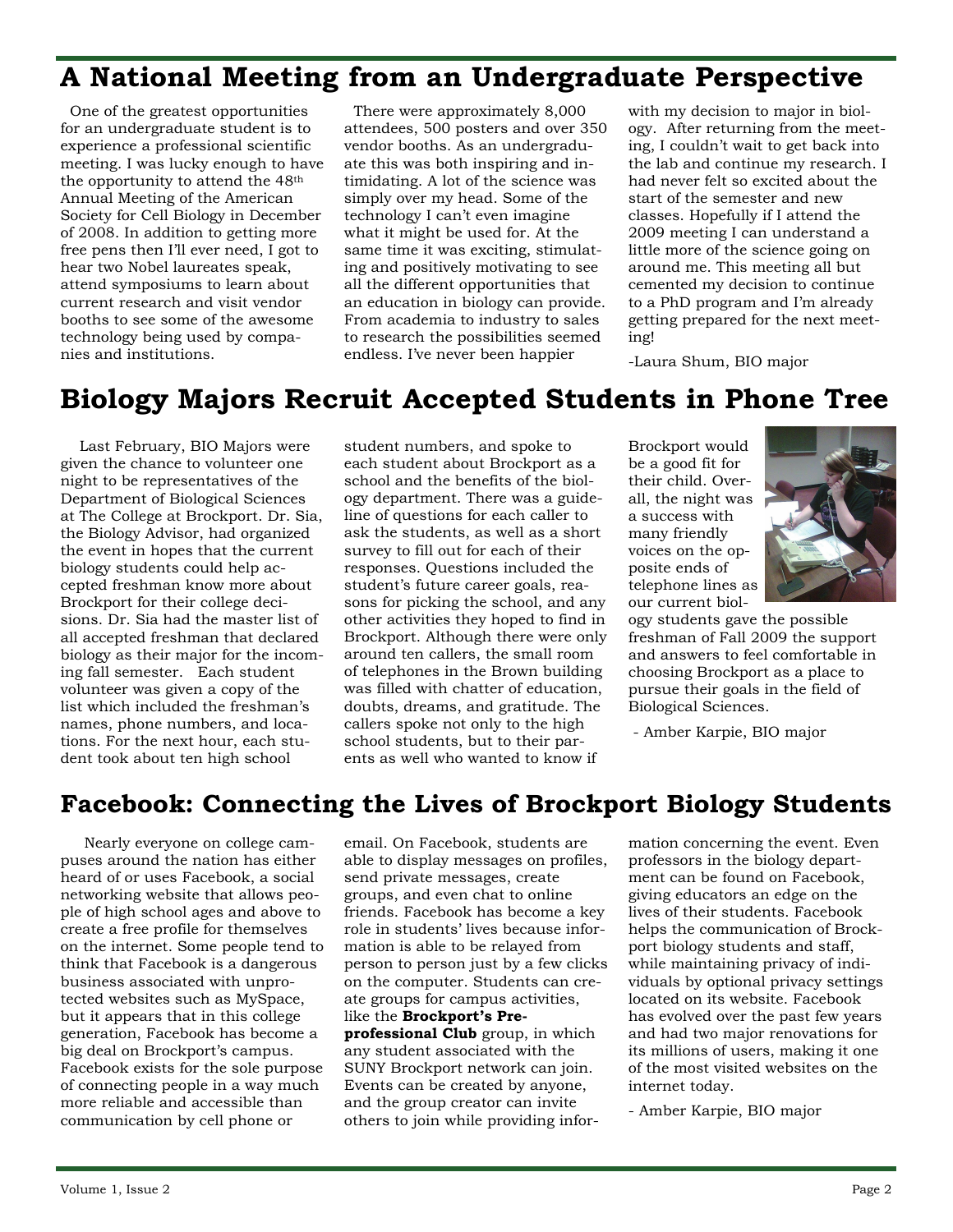## A National Meeting from an Undergraduate Perspective

One of the greatest opportunities for an undergraduate student is to experience a professional scientific meeting. I was lucky enough to have the opportunity to attend the 48th Annual Meeting of the American Society for Cell Biology in December of 2008. In addition to getting more free pens then I'll ever need, I got to hear two Nobel laureates speak, attend symposiums to learn about current research and visit vendor booths to see some of the awesome technology being used by companies and institutions.

There were approximately 8,000 attendees, 500 posters and over 350 vendor booths. As an undergraduate this was both inspiring and intimidating. A lot of the science was simply over my head. Some of the technology I can't even imagine what it might be used for. At the same time it was exciting, stimulating and positively motivating to see all the different opportunities that an education in biology can provide. From academia to industry to sales to research the possibilities seemed endless. I've never been happier with my decision to major in biology. After returning from the meeting, I couldn't wait to get back into the lab and continue my research. I had never felt so excited about the start of the semester and new classes. Hopefully if I attend the 2009 meeting I can understand a little more of the science going on around me. This meeting all but cemented my decision to continue to a PhD program and I'm already getting prepared for the next meeting!

-Laura Shum, BIO major

## Biology Majors Recruit Accepted Students in Phone Tree

Last February, BIO Majors were given the chance to volunteer one night to be representatives of the Department of Biological Sciences at The College at Brockport. Dr. Sia, the Biology Advisor, had organized the event in hopes that the current biology students could help accepted freshman know more about Brockport for their college decisions. Dr. Sia had the master list of all accepted freshman that declared biology as their major for the incoming fall semester. Each student volunteer was given a copy of the list which included the freshman's names, phone numbers, and locations. For the next hour, each student took about ten high school student numbers, and spoke to each student about Brockport as a school and the benefits of the biology department. There was a guideline of questions for each caller to ask the students, as well as a short survey to fill out for each of their responses. Questions included the student's future career goals, reasons for picking the school, and any other activities they hoped to find in Brockport. Although there were only around ten callers, the small room of telephones in the Brown building was filled with chatter of education, doubts, dreams, and gratitude. The callers spoke not only to the high school students, but to their parents as well who wanted to know if Brockport would be a good fit for their child. Overall, the night was a success with many friendly voices on the opposite ends of telephone lines as our current biology students gave the possible freshman of Fall 2009 the support and answers to feel comfortable in choosing Brockport as a place to pursue their goals in the field of Biological Sciences.

- Amber Karpie, BIO major

## Facebook: Connecting the Lives of Brockport Biology Students

Nearly everyone on college campuses around the nation has either heard of or uses Facebook, a social networking website that allows people of high school ages and above to create a free profile for themselves on the internet. Some people tend to think that Facebook is a dangerous business associated with unprotected websites such as MySpace, but it appears that in this college generation, Facebook has become a big deal on Brockport's campus. Facebook exists for the sole purpose of connecting people in a way much more reliable and accessible than communication by cell phone or email. On Facebook, students are able to display messages on profiles, send private messages, create groups, and even chat to online friends. Facebook has become a key role in students' lives because information is able to be relayed from person to person just by a few clicks on the computer. Students can create groups for campus activities, like the **Brockport's Pre-professional Club** group, in which any student associated with the SUNY Brockport network can join. Events can be created by anyone, and the group creator can invite others to join while providing information concerning the event. Even professors in the biology department can be found on Facebook, giving educators an edge on the lives of their students. Facebook helps the communication of Brockport biology students and staff, while maintaining privacy of individuals by optional privacy settings located on its website. Facebook has evolved over the past few years and had two major renovations for its millions of users, making it one of the most visited websites on the internet today.

- Amber Karpie, BIO major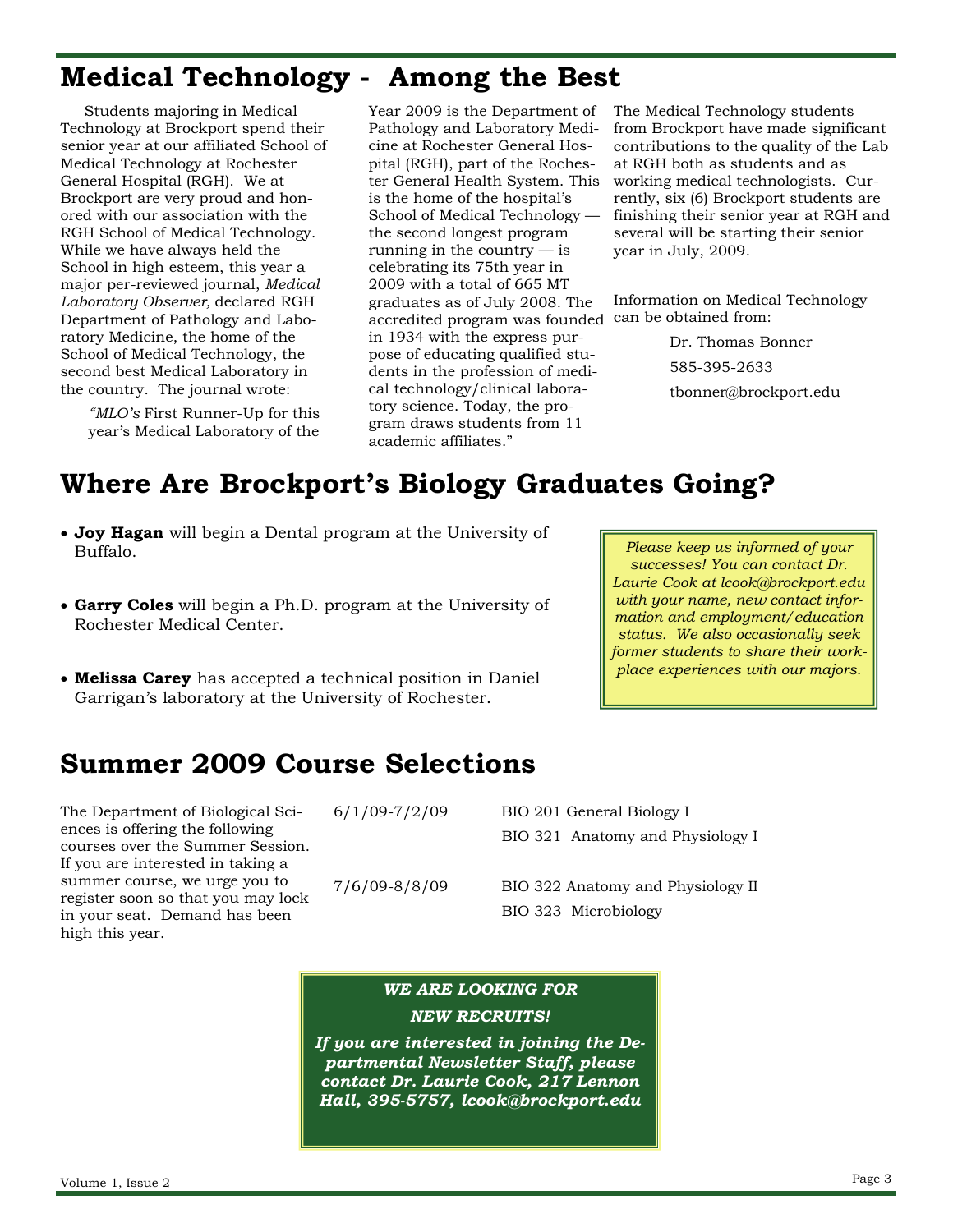# Medical Technology - Among the Best

Students majoring in Medical Technology at Brockport spend their senior year at our affiliated School of Medical Technology at Rochester General Hospital (RGH). We at Brockport are very proud and honored with our association with the RGH School of Medical Technology. While we have always held the School in high esteem, this year a major per-reviewed journal, *Medical Laboratory Observer,* declared RGH Department of Pathology and Laboratory Medicine, the home of the School of Medical Technology, the second best Medical Laboratory in the country. The journal wrote:

> "*MLO's* First Runner-Up for this year's Medical Laboratory of the Year 2009 is the Department of Pathology and Laboratory Medicine at Rochester General Hospital (RGH), part of the Rochester General Health System. This is the home of the hospital's School of Medical Technology — the second longest program running in the country — is celebrating its 75th year in 2009 with a total of 665 MT graduates as of July 2008. The accredited program was founded in 1934 with the express purpose of educating qualified students in the profession of medical technology/clinical laboratory science. Today, the program draws students from 11 academic affiliates."

The Medical Technology students from Brockport have made significant contributions to the quality of the Lab at RGH both as students and as working medical technologists. Currently, six (6) Brockport students are finishing their senior year at RGH and several will be starting their senior year in July, 2009.

Information on Medical Technology can be obtained from:

Dr. Thomas Bonner
585-395-2633
tbonner@brockport.edu

# Where Are Brockport's Biology Graduates Going?

- **Joy Hagan** will begin a Dental program at the University of Buffalo.
- **Garry Coles** will begin a Ph.D. program at the University of Rochester Medical Center.
- **Melissa Carey** has accepted a technical position in Daniel Garrigan's laboratory at the University of Rochester.

*Please keep us informed of your successes! You can contact Dr. Laurie Cook at lcook@brockport.edu with your name, new contact information and employment/education status. We also occasionally seek former students to share their workplace experiences with our majors.*

# Summer 2009 Course Selections

The Department of Biological Sciences is offering the following courses over the Summer Session. If you are interested in taking a summer course, we urge you to register soon so that you may lock in your seat. Demand has been high this year.

| Dates | Courses |
|---|---|
| 6/1/09-7/2/09 | BIO 201 General Biology I |
| | BIO 321 Anatomy and Physiology I |
| 7/6/09-8/8/09 | BIO 322 Anatomy and Physiology II |
| | BIO 323 Microbiology |

***WE ARE LOOKING FOR NEW RECRUITS!***

***If you are interested in joining the Departmental Newsletter Staff, please contact Dr. Laurie Cook, 217 Lennon Hall, 395-5757, lcook@brockport.edu***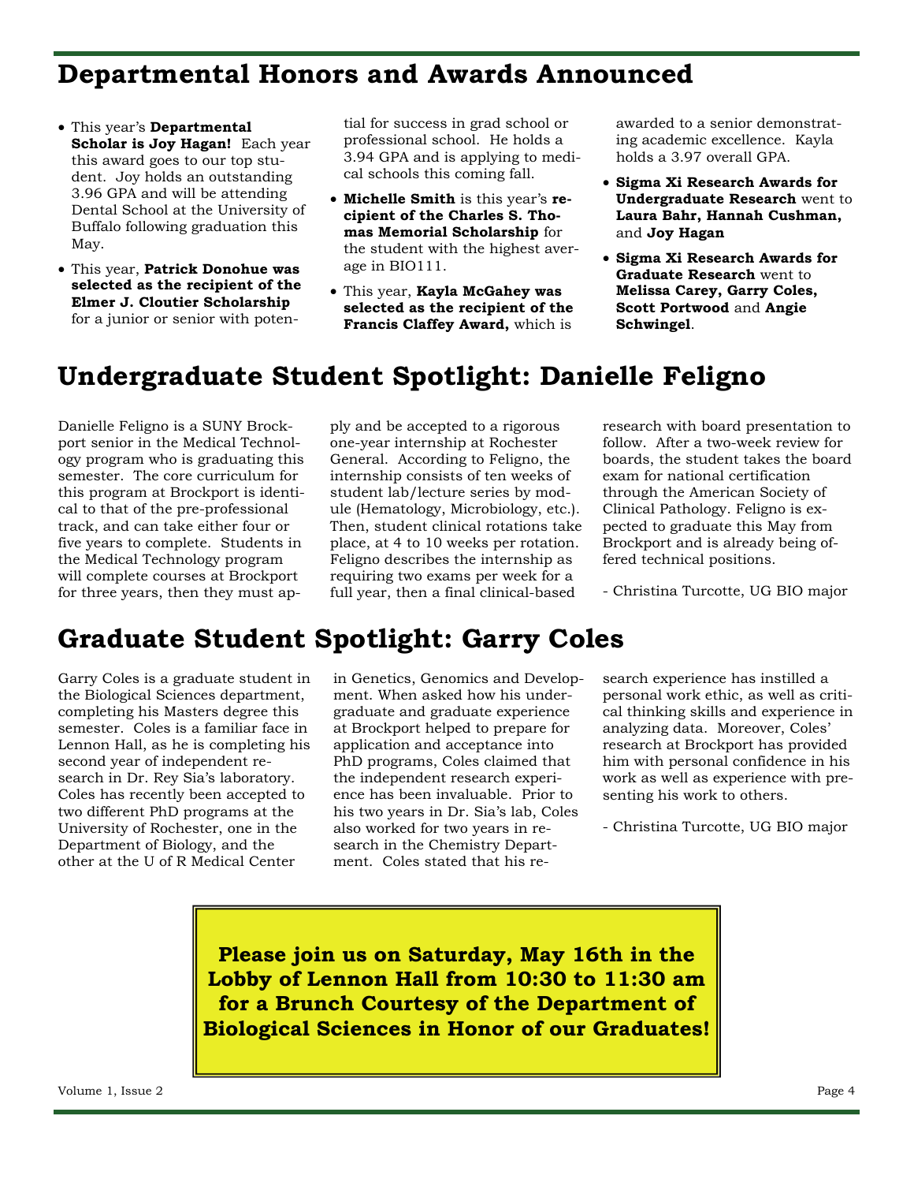# Departmental Honors and Awards Announced

- This year's **Departmental Scholar is Joy Hagan!** Each year this award goes to our top student. Joy holds an outstanding 3.96 GPA and will be attending Dental School at the University of Buffalo following graduation this May.
- This year, **Patrick Donohue was selected as the recipient of the Elmer J. Cloutier Scholarship** for a junior or senior with potential for success in grad school or professional school. He holds a 3.94 GPA and is applying to medical schools this coming fall.
- **Michelle Smith** is this year's **recipient of the Charles S. Thomas Memorial Scholarship** for the student with the highest average in BIO111.
- This year, **Kayla McGahey was selected as the recipient of the Francis Claffey Award,** which is awarded to a senior demonstrating academic excellence. Kayla holds a 3.97 overall GPA.
- **Sigma Xi Research Awards for Undergraduate Research** went to **Laura Bahr, Hannah Cushman,** and **Joy Hagan**
- **Sigma Xi Research Awards for Graduate Research** went to **Melissa Carey, Garry Coles, Scott Portwood** and **Angie Schwingel**.

# Undergraduate Student Spotlight: Danielle Feligno

Danielle Feligno is a SUNY Brockport senior in the Medical Technology program who is graduating this semester. The core curriculum for this program at Brockport is identical to that of the pre-professional track, and can take either four or five years to complete. Students in the Medical Technology program will complete courses at Brockport for three years, then they must apply and be accepted to a rigorous one-year internship at Rochester General. According to Feligno, the internship consists of ten weeks of student lab/lecture series by module (Hematology, Microbiology, etc.). Then, student clinical rotations take place, at 4 to 10 weeks per rotation. Feligno describes the internship as requiring two exams per week for a full year, then a final clinical-based research with board presentation to follow. After a two-week review for boards, the student takes the board exam for national certification through the American Society of Clinical Pathology. Feligno is expected to graduate this May from Brockport and is already being offered technical positions.

- Christina Turcotte, UG BIO major

# Graduate Student Spotlight: Garry Coles

Garry Coles is a graduate student in the Biological Sciences department, completing his Masters degree this semester. Coles is a familiar face in Lennon Hall, as he is completing his second year of independent research in Dr. Rey Sia's laboratory. Coles has recently been accepted to two different PhD programs at the University of Rochester, one in the Department of Biology, and the other at the U of R Medical Center in Genetics, Genomics and Development. When asked how his undergraduate and graduate experience at Brockport helped to prepare for application and acceptance into PhD programs, Coles claimed that the independent research experience has been invaluable. Prior to his two years in Dr. Sia's lab, Coles also worked for two years in research in the Chemistry Department. Coles stated that his research experience has instilled a personal work ethic, as well as critical thinking skills and experience in analyzing data. Moreover, Coles' research at Brockport has provided him with personal confidence in his work as well as experience with presenting his work to others.

- Christina Turcotte, UG BIO major

**Please join us on Saturday, May 16th in the Lobby of Lennon Hall from 10:30 to 11:30 am for a Brunch Courtesy of the Department of Biological Sciences in Honor of our Graduates!**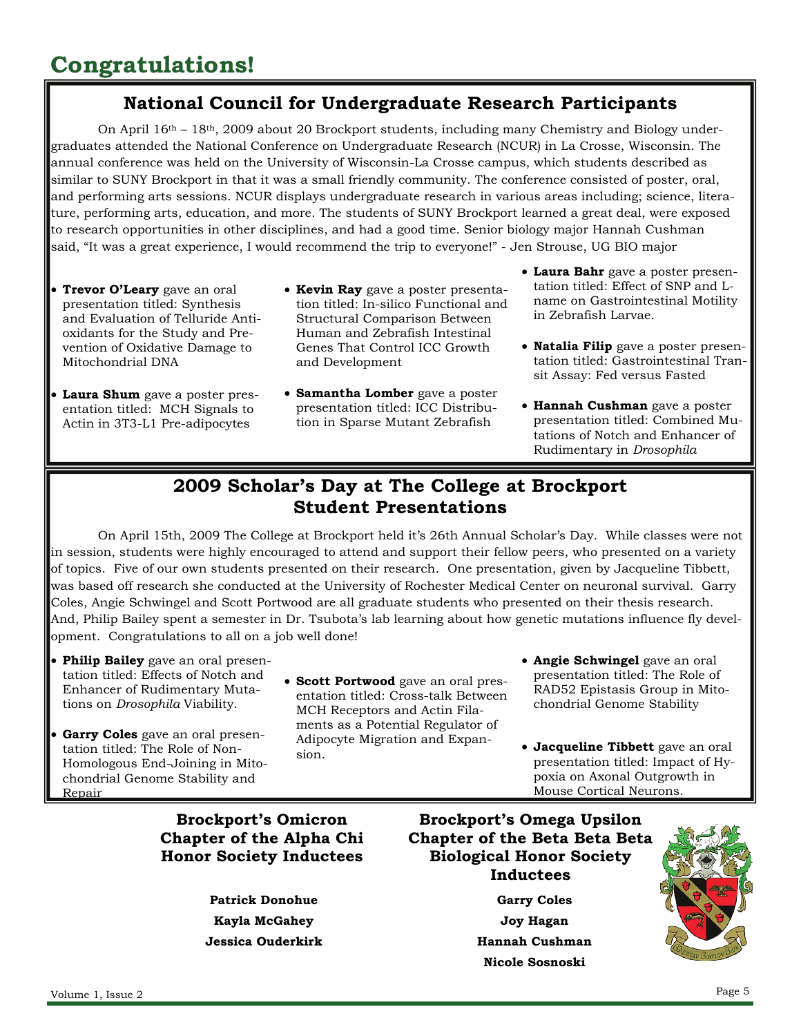# Congratulations!

## National Council for Undergraduate Research Participants

On April 16th – 18th, 2009 about 20 Brockport students, including many Chemistry and Biology undergraduates attended the National Conference on Undergraduate Research (NCUR) in La Crosse, Wisconsin. The annual conference was held on the University of Wisconsin-La Crosse campus, which students described as similar to SUNY Brockport in that it was a small friendly community. The conference consisted of poster, oral, and performing arts sessions. NCUR displays undergraduate research in various areas including; science, literature, performing arts, education, and more. The students of SUNY Brockport learned a great deal, were exposed to research opportunities in other disciplines, and had a good time. Senior biology major Hannah Cushman said, "It was a great experience, I would recommend the trip to everyone!" - Jen Strouse, UG BIO major

- **Trevor O'Leary** gave an oral presentation titled: Synthesis and Evaluation of Telluride Antioxidants for the Study and Prevention of Oxidative Damage to Mitochondrial DNA
- **Laura Shum** gave a poster presentation titled: MCH Signals to Actin in 3T3-L1 Pre-adipocytes
- **Kevin Ray** gave a poster presentation titled: In-silico Functional and Structural Comparison Between Human and Zebrafish Intestinal Genes That Control ICC Growth and Development
- **Samantha Lomber** gave a poster presentation titled: ICC Distribution in Sparse Mutant Zebrafish
- **Laura Bahr** gave a poster presentation titled: Effect of SNP and L-name on Gastrointestinal Motility in Zebrafish Larvae.
- **Natalia Filip** gave a poster presentation titled: Gastrointestinal Transit Assay: Fed versus Fasted
- **Hannah Cushman** gave a poster presentation titled: Combined Mutations of Notch and Enhancer of Rudimentary in *Drosophila*

## 2009 Scholar's Day at The College at Brockport Student Presentations

On April 15th, 2009 The College at Brockport held it's 26th Annual Scholar's Day. While classes were not in session, students were highly encouraged to attend and support their fellow peers, who presented on a variety of topics. Five of our own students presented on their research. One presentation, given by Jacqueline Tibbett, was based off research she conducted at the University of Rochester Medical Center on neuronal survival. Garry Coles, Angie Schwingel and Scott Portwood are all graduate students who presented on their thesis research. And, Philip Bailey spent a semester in Dr. Tsubota's lab learning about how genetic mutations influence fly development. Congratulations to all on a job well done!

- **Philip Bailey** gave an oral presentation titled: Effects of Notch and Enhancer of Rudimentary Mutations on *Drosophila* Viability.
- **Garry Coles** gave an oral presentation titled: The Role of Non-Homologous End-Joining in Mitochondrial Genome Stability and Repair
- **Scott Portwood** gave an oral presentation titled: Cross-talk Between MCH Receptors and Actin Filaments as a Potential Regulator of Adipocyte Migration and Expansion.
- **Angie Schwingel** gave an oral presentation titled: The Role of RAD52 Epistasis Group in Mitochondrial Genome Stability
- **Jacqueline Tibbett** gave an oral presentation titled: Impact of Hypoxia on Axonal Outgrowth in Mouse Cortical Neurons.

### Brockport's Omicron Chapter of the Alpha Chi Honor Society Inductees

**Patrick Donohue**

**Kayla McGahey**

**Jessica Ouderkirk**

### Brockport's Omega Upsilon Chapter of the Beta Beta Beta Biological Honor Society Inductees

**Garry Coles**

**Joy Hagan**

**Hannah Cushman**

**Nicole Sosnoski**